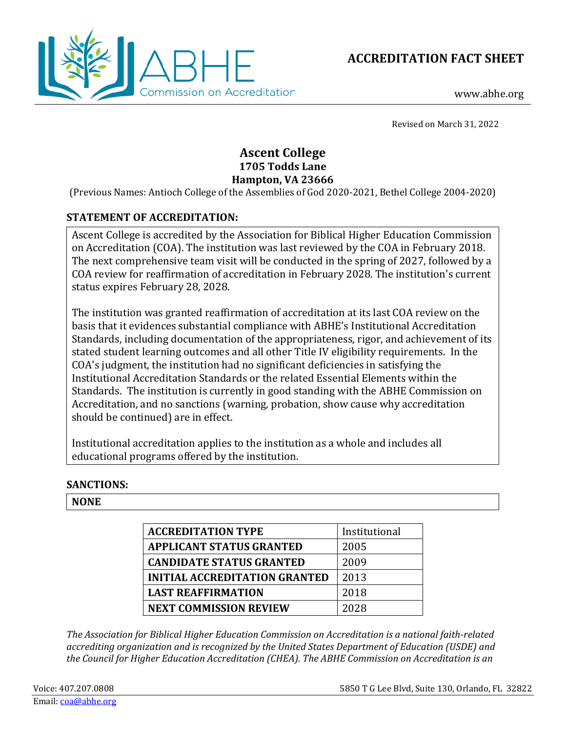# ACCREDITATION FACT SHEET

www.abhe.org

Revised on March 31, 2022

## Ascent College
### 1705 Todds Lane
### Hampton, VA 23666

(Previous Names: Antioch College of the Assemblies of God 2020-2021, Bethel College 2004-2020)

**STATEMENT OF ACCREDITATION:**

Ascent College is accredited by the Association for Biblical Higher Education Commission on Accreditation (COA). The institution was last reviewed by the COA in February 2018. The next comprehensive team visit will be conducted in the spring of 2027, followed by a COA review for reaffirmation of accreditation in February 2028. The institution's current status expires February 28, 2028.

The institution was granted reaffirmation of accreditation at its last COA review on the basis that it evidences substantial compliance with ABHE's Institutional Accreditation Standards, including documentation of the appropriateness, rigor, and achievement of its stated student learning outcomes and all other Title IV eligibility requirements. In the COA's judgment, the institution had no significant deficiencies in satisfying the Institutional Accreditation Standards or the related Essential Elements within the Standards. The institution is currently in good standing with the ABHE Commission on Accreditation, and no sanctions (warning, probation, show cause why accreditation should be continued) are in effect.

Institutional accreditation applies to the institution as a whole and includes all educational programs offered by the institution.

**SANCTIONS:**

**NONE**

| **ACCREDITATION TYPE** | Institutional |
|---|---|
| **APPLICANT STATUS GRANTED** | 2005 |
| **CANDIDATE STATUS GRANTED** | 2009 |
| **INITIAL ACCREDITATION GRANTED** | 2013 |
| **LAST REAFFIRMATION** | 2018 |
| **NEXT COMMISSION REVIEW** | 2028 |

*The Association for Biblical Higher Education Commission on Accreditation is a national faith-related accrediting organization and is recognized by the United States Department of Education (USDE) and the Council for Higher Education Accreditation (CHEA). The ABHE Commission on Accreditation is an*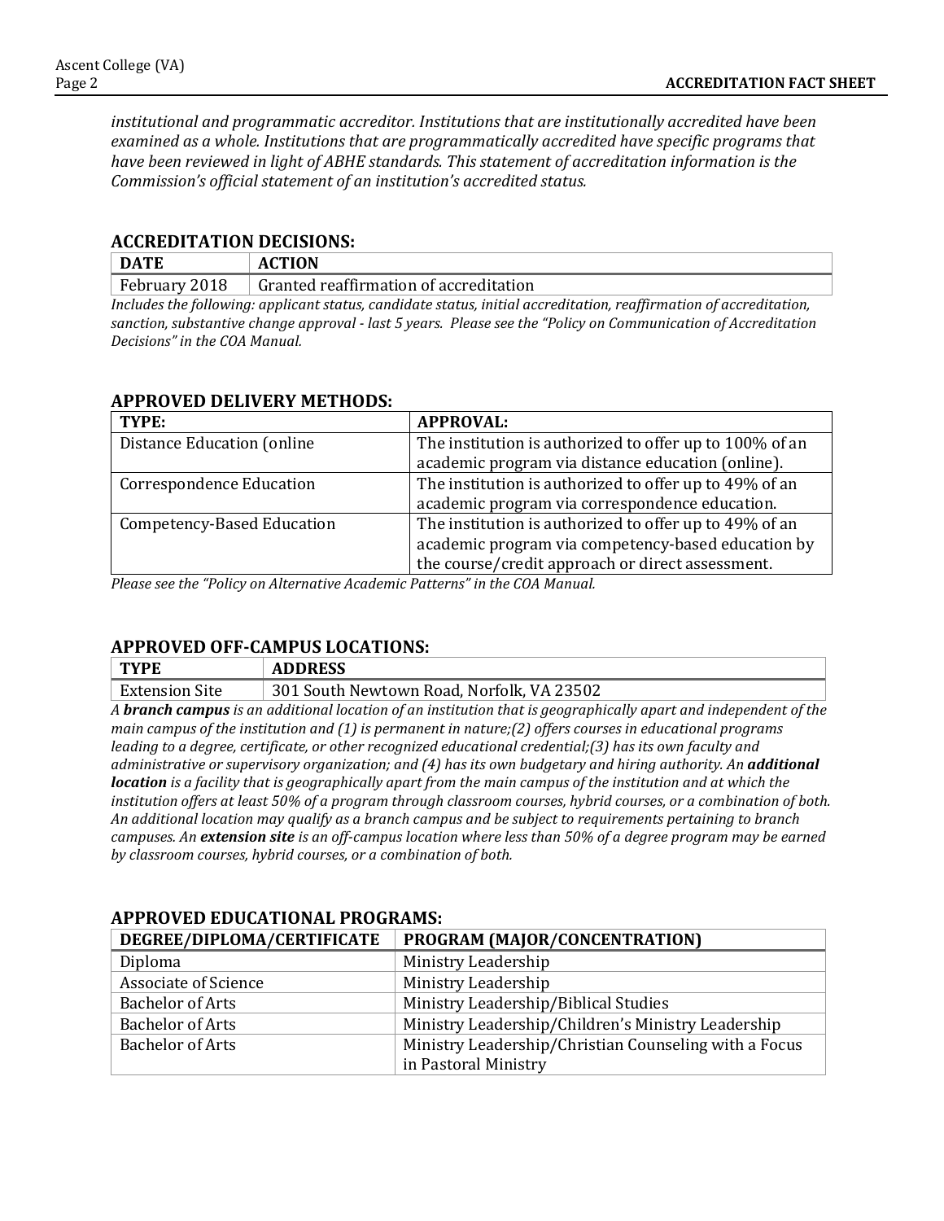*institutional and programmatic accreditor. Institutions that are institutionally accredited have been examined as a whole. Institutions that are programmatically accredited have specific programs that have been reviewed in light of ABHE standards. This statement of accreditation information is the Commission's official statement of an institution's accredited status.*

## ACCREDITATION DECISIONS:

| DATE | ACTION |
|---|---|
| February 2018 | Granted reaffirmation of accreditation |

*Includes the following: applicant status, candidate status, initial accreditation, reaffirmation of accreditation, sanction, substantive change approval - last 5 years. Please see the "Policy on Communication of Accreditation Decisions" in the COA Manual.*

## APPROVED DELIVERY METHODS:

| TYPE: | APPROVAL: |
|---|---|
| Distance Education (online | The institution is authorized to offer up to 100% of an academic program via distance education (online). |
| Correspondence Education | The institution is authorized to offer up to 49% of an academic program via correspondence education. |
| Competency-Based Education | The institution is authorized to offer up to 49% of an academic program via competency-based education by the course/credit approach or direct assessment. |

*Please see the "Policy on Alternative Academic Patterns" in the COA Manual.*

## APPROVED OFF-CAMPUS LOCATIONS:

| TYPE | ADDRESS |
|---|---|
| Extension Site | 301 South Newtown Road, Norfolk, VA 23502 |

*A **branch campus** is an additional location of an institution that is geographically apart and independent of the main campus of the institution and (1) is permanent in nature;(2) offers courses in educational programs leading to a degree, certificate, or other recognized educational credential;(3) has its own faculty and administrative or supervisory organization; and (4) has its own budgetary and hiring authority. An **additional location** is a facility that is geographically apart from the main campus of the institution and at which the institution offers at least 50% of a program through classroom courses, hybrid courses, or a combination of both. An additional location may qualify as a branch campus and be subject to requirements pertaining to branch campuses. An **extension site** is an off-campus location where less than 50% of a degree program may be earned by classroom courses, hybrid courses, or a combination of both.*

## APPROVED EDUCATIONAL PROGRAMS:

| DEGREE/DIPLOMA/CERTIFICATE | PROGRAM (MAJOR/CONCENTRATION) |
|---|---|
| Diploma | Ministry Leadership |
| Associate of Science | Ministry Leadership |
| Bachelor of Arts | Ministry Leadership/Biblical Studies |
| Bachelor of Arts | Ministry Leadership/Children's Ministry Leadership |
| Bachelor of Arts | Ministry Leadership/Christian Counseling with a Focus in Pastoral Ministry |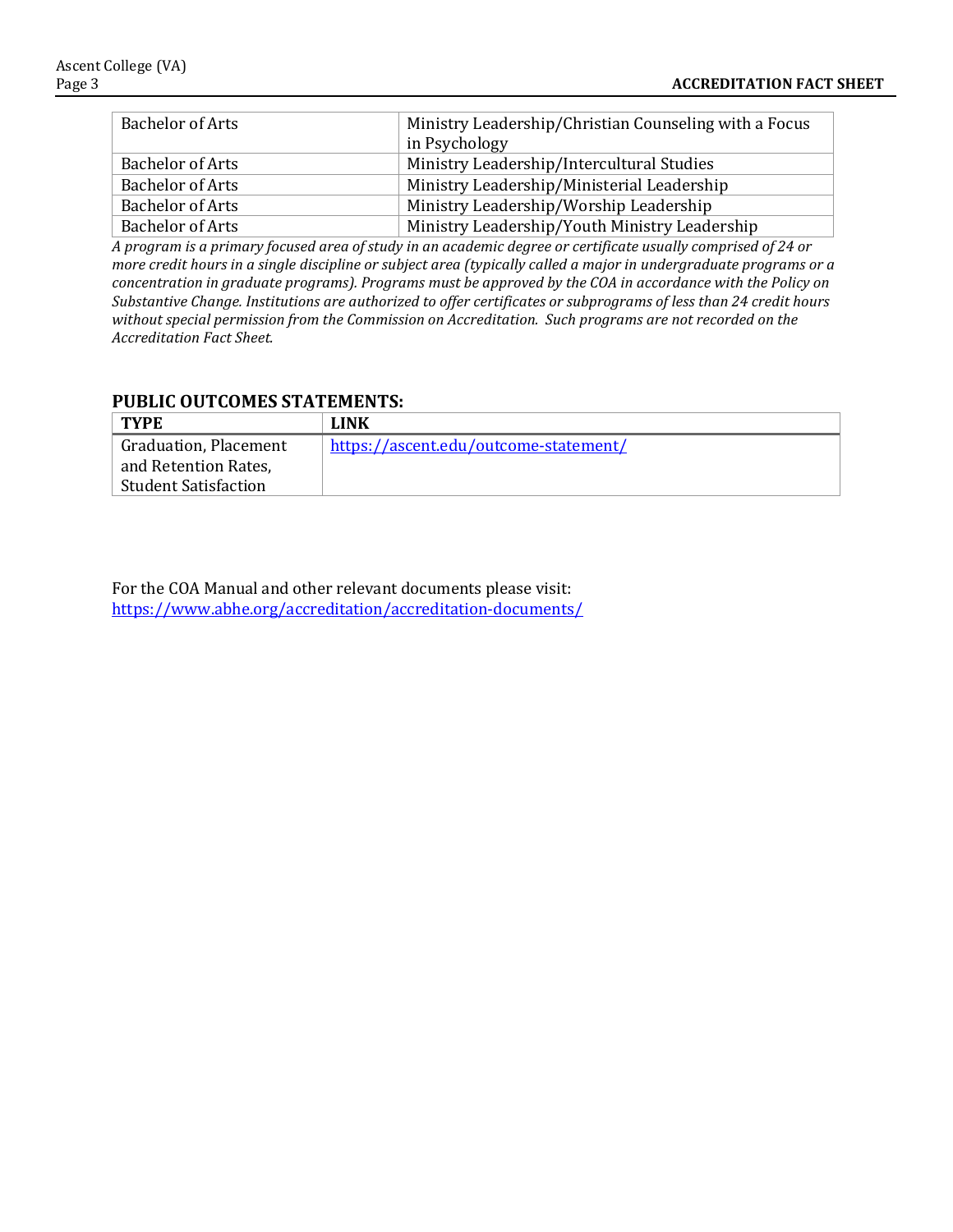| | |
|---|---|
| Bachelor of Arts | Ministry Leadership/Christian Counseling with a Focus in Psychology |
| Bachelor of Arts | Ministry Leadership/Intercultural Studies |
| Bachelor of Arts | Ministry Leadership/Ministerial Leadership |
| Bachelor of Arts | Ministry Leadership/Worship Leadership |
| Bachelor of Arts | Ministry Leadership/Youth Ministry Leadership |

*A program is a primary focused area of study in an academic degree or certificate usually comprised of 24 or more credit hours in a single discipline or subject area (typically called a major in undergraduate programs or a concentration in graduate programs). Programs must be approved by the COA in accordance with the Policy on Substantive Change. Institutions are authorized to offer certificates or subprograms of less than 24 credit hours without special permission from the Commission on Accreditation. Such programs are not recorded on the Accreditation Fact Sheet.*

## PUBLIC OUTCOMES STATEMENTS:

| TYPE | LINK |
|---|---|
| Graduation, Placement and Retention Rates, Student Satisfaction | https://ascent.edu/outcome-statement/ |

For the COA Manual and other relevant documents please visit:
https://www.abhe.org/accreditation/accreditation-documents/